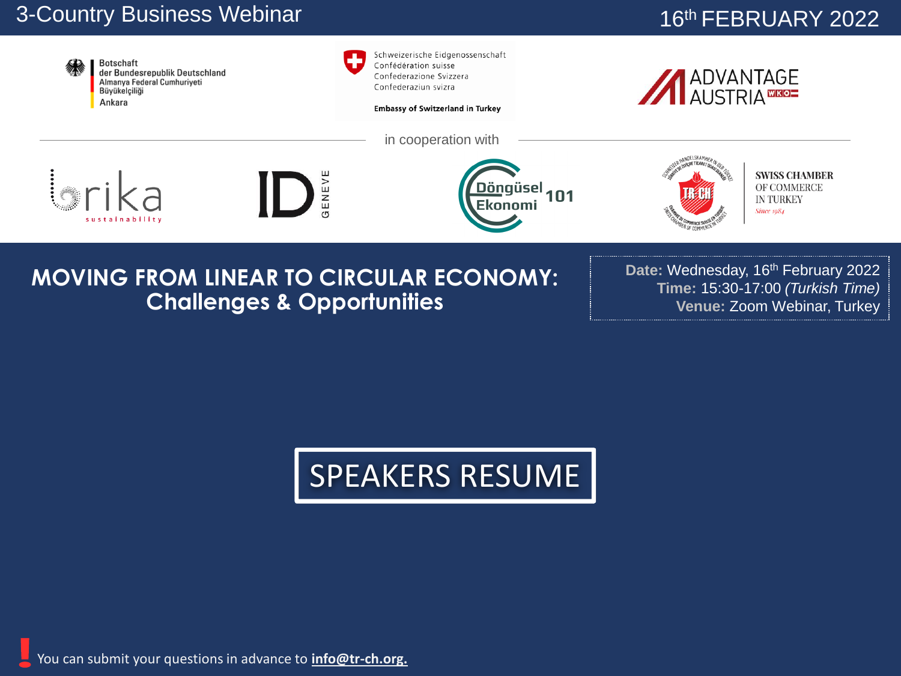3-Country Business Webinar

16th FEBRUARY 2022

Botschaft der Bundesrepublik Deutschland
Almanya Federal Cumhuriyeti Büyükelçiliği
Ankara

Schweizerische Eidgenossenschaft
Confédération suisse
Confederazione Svizzera
Confederaziun svizra

Embassy of Switzerland in Turkey

ADVANTAGE AUSTRIA WKO

in cooperation with

rika sustainability

ID GENEVE

Döngüsel Ekonomi 101

SWISS CHAMBER OF COMMERCE IN TURKEY
*Since 1984*

# MOVING FROM LINEAR TO CIRCULAR ECONOMY: Challenges & Opportunities

**Date:** Wednesday, 16th February 2022
**Time:** 15:30-17:00 *(Turkish Time)*
**Venue:** Zoom Webinar, Turkey

## SPEAKERS RESUME

! You can submit your questions in advance to **info@tr-ch.org.**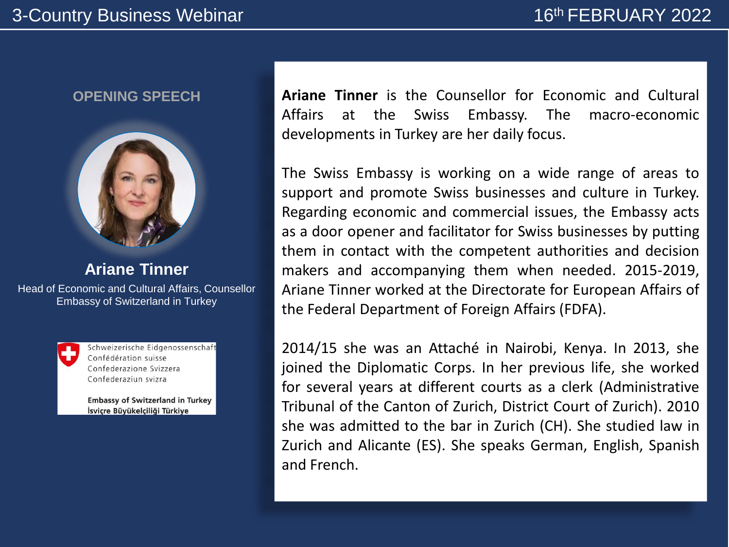## OPENING SPEECH

**Ariane Tinner**

Head of Economic and Cultural Affairs, Counsellor
Embassy of Switzerland in Turkey

Schweizerische Eidgenossenschaft
Confédération suisse
Confederazione Svizzera
Confederaziun svizra

**Embassy of Switzerland in Turkey**
**İsviçre Büyükelçiliği Türkiye**

**Ariane Tinner** is the Counsellor for Economic and Cultural Affairs at the Swiss Embassy. The macro-economic developments in Turkey are her daily focus.

The Swiss Embassy is working on a wide range of areas to support and promote Swiss businesses and culture in Turkey. Regarding economic and commercial issues, the Embassy acts as a door opener and facilitator for Swiss businesses by putting them in contact with the competent authorities and decision makers and accompanying them when needed. 2015-2019, Ariane Tinner worked at the Directorate for European Affairs of the Federal Department of Foreign Affairs (FDFA).

2014/15 she was an Attaché in Nairobi, Kenya. In 2013, she joined the Diplomatic Corps. In her previous life, she worked for several years at different courts as a clerk (Administrative Tribunal of the Canton of Zurich, District Court of Zurich). 2010 she was admitted to the bar in Zurich (CH). She studied law in Zurich and Alicante (ES). She speaks German, English, Spanish and French.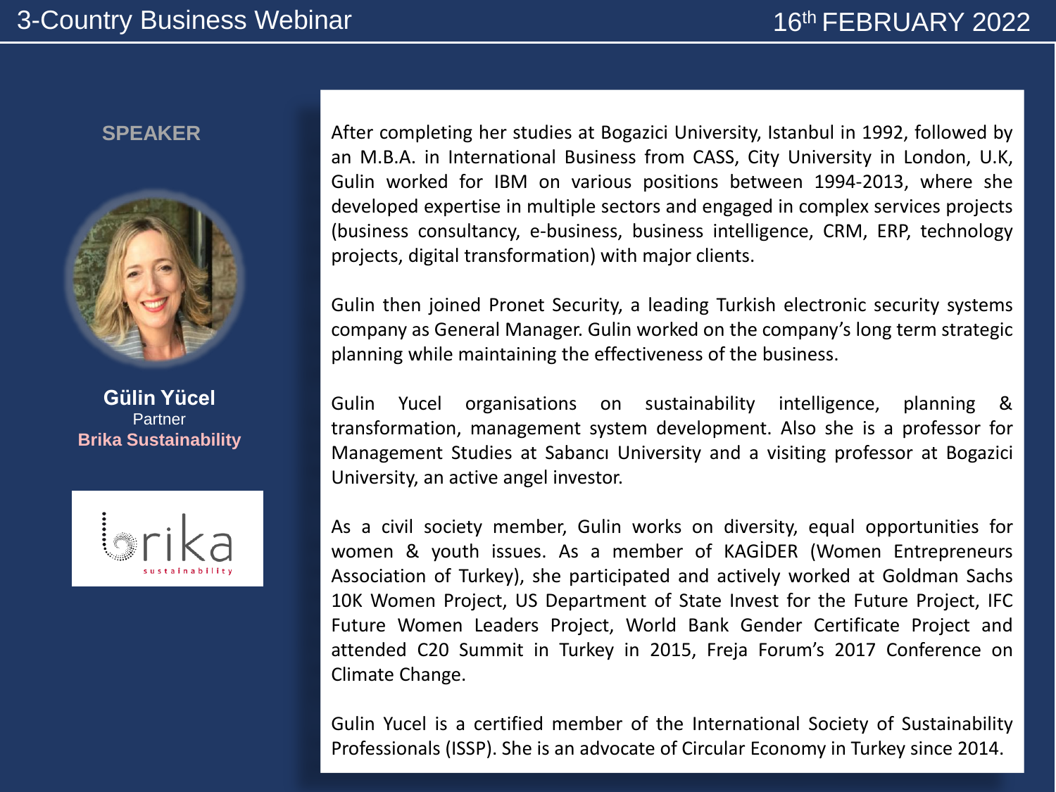3-Country Business Webinar

16th FEBRUARY 2022

**SPEAKER**

**Gülin Yücel**
Partner
**Brika Sustainability**

After completing her studies at Bogazici University, Istanbul in 1992, followed by an M.B.A. in International Business from CASS, City University in London, U.K, Gulin worked for IBM on various positions between 1994-2013, where she developed expertise in multiple sectors and engaged in complex services projects (business consultancy, e-business, business intelligence, CRM, ERP, technology projects, digital transformation) with major clients.

Gulin then joined Pronet Security, a leading Turkish electronic security systems company as General Manager. Gulin worked on the company's long term strategic planning while maintaining the effectiveness of the business.

Gulin Yucel organisations on sustainability intelligence, planning & transformation, management system development. Also she is a professor for Management Studies at Sabancı University and a visiting professor at Bogazici University, an active angel investor.

As a civil society member, Gulin works on diversity, equal opportunities for women & youth issues. As a member of KAGİDER (Women Entrepreneurs Association of Turkey), she participated and actively worked at Goldman Sachs 10K Women Project, US Department of State Invest for the Future Project, IFC Future Women Leaders Project, World Bank Gender Certificate Project and attended C20 Summit in Turkey in 2015, Freja Forum's 2017 Conference on Climate Change.

Gulin Yucel is a certified member of the International Society of Sustainability Professionals (ISSP). She is an advocate of Circular Economy in Turkey since 2014.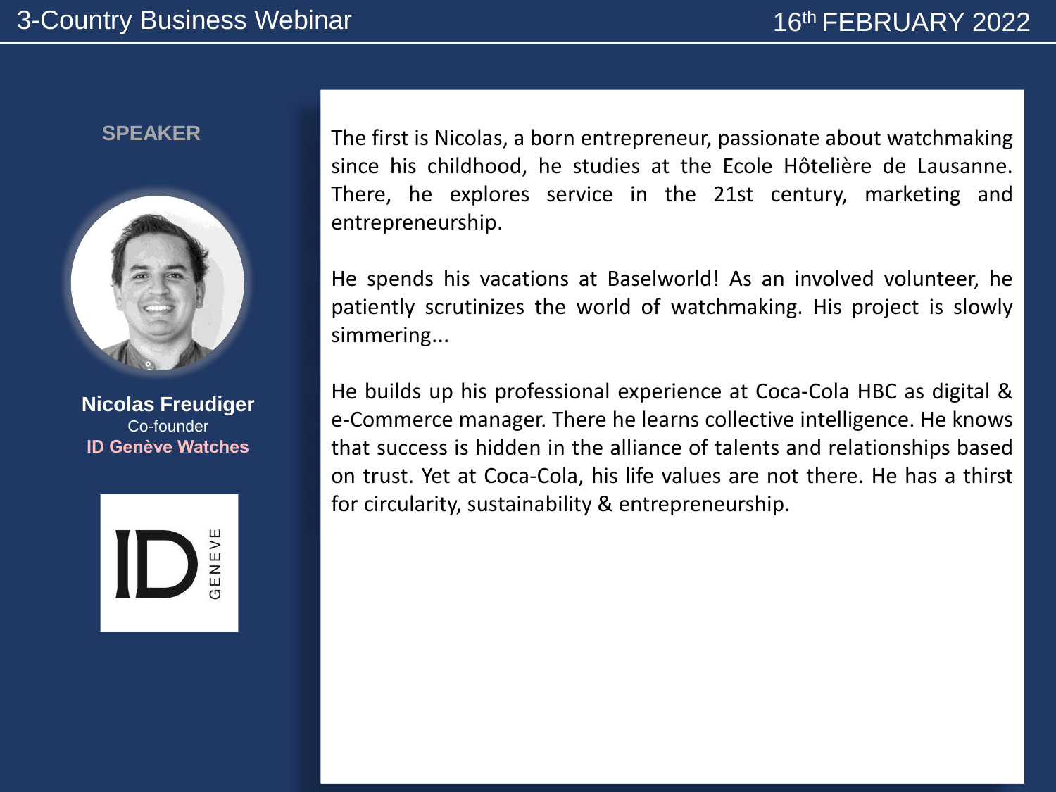**SPEAKER**

**Nicolas Freudiger**
Co-founder
**ID Genève Watches**

The first is Nicolas, a born entrepreneur, passionate about watchmaking since his childhood, he studies at the Ecole Hôtelière de Lausanne. There, he explores service in the 21st century, marketing and entrepreneurship.

He spends his vacations at Baselworld! As an involved volunteer, he patiently scrutinizes the world of watchmaking. His project is slowly simmering...

He builds up his professional experience at Coca-Cola HBC as digital & e-Commerce manager. There he learns collective intelligence. He knows that success is hidden in the alliance of talents and relationships based on trust. Yet at Coca-Cola, his life values are not there. He has a thirst for circularity, sustainability & entrepreneurship.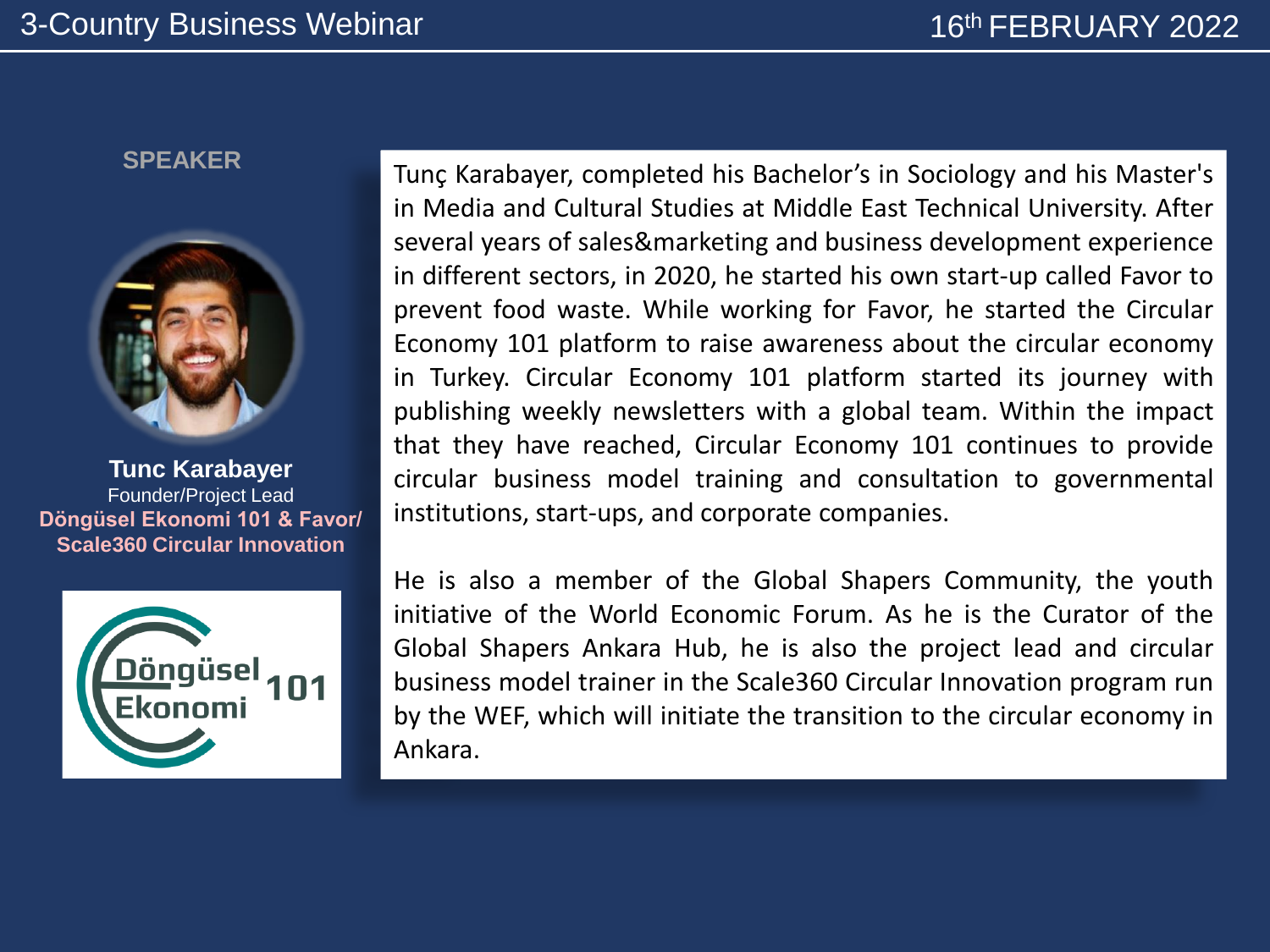# 3-Country Business Webinar

16th FEBRUARY 2022

## SPEAKER

**Tunc Karabayer**
Founder/Project Lead
**Döngüsel Ekonomi 101 & Favor/ Scale360 Circular Innovation**

Döngüsel Ekonomi 101

Tunç Karabayer, completed his Bachelor's in Sociology and his Master's in Media and Cultural Studies at Middle East Technical University. After several years of sales&marketing and business development experience in different sectors, in 2020, he started his own start-up called Favor to prevent food waste. While working for Favor, he started the Circular Economy 101 platform to raise awareness about the circular economy in Turkey. Circular Economy 101 platform started its journey with publishing weekly newsletters with a global team. Within the impact that they have reached, Circular Economy 101 continues to provide circular business model training and consultation to governmental institutions, start-ups, and corporate companies.

He is also a member of the Global Shapers Community, the youth initiative of the World Economic Forum. As he is the Curator of the Global Shapers Ankara Hub, he is also the project lead and circular business model trainer in the Scale360 Circular Innovation program run by the WEF, which will initiate the transition to the circular economy in Ankara.